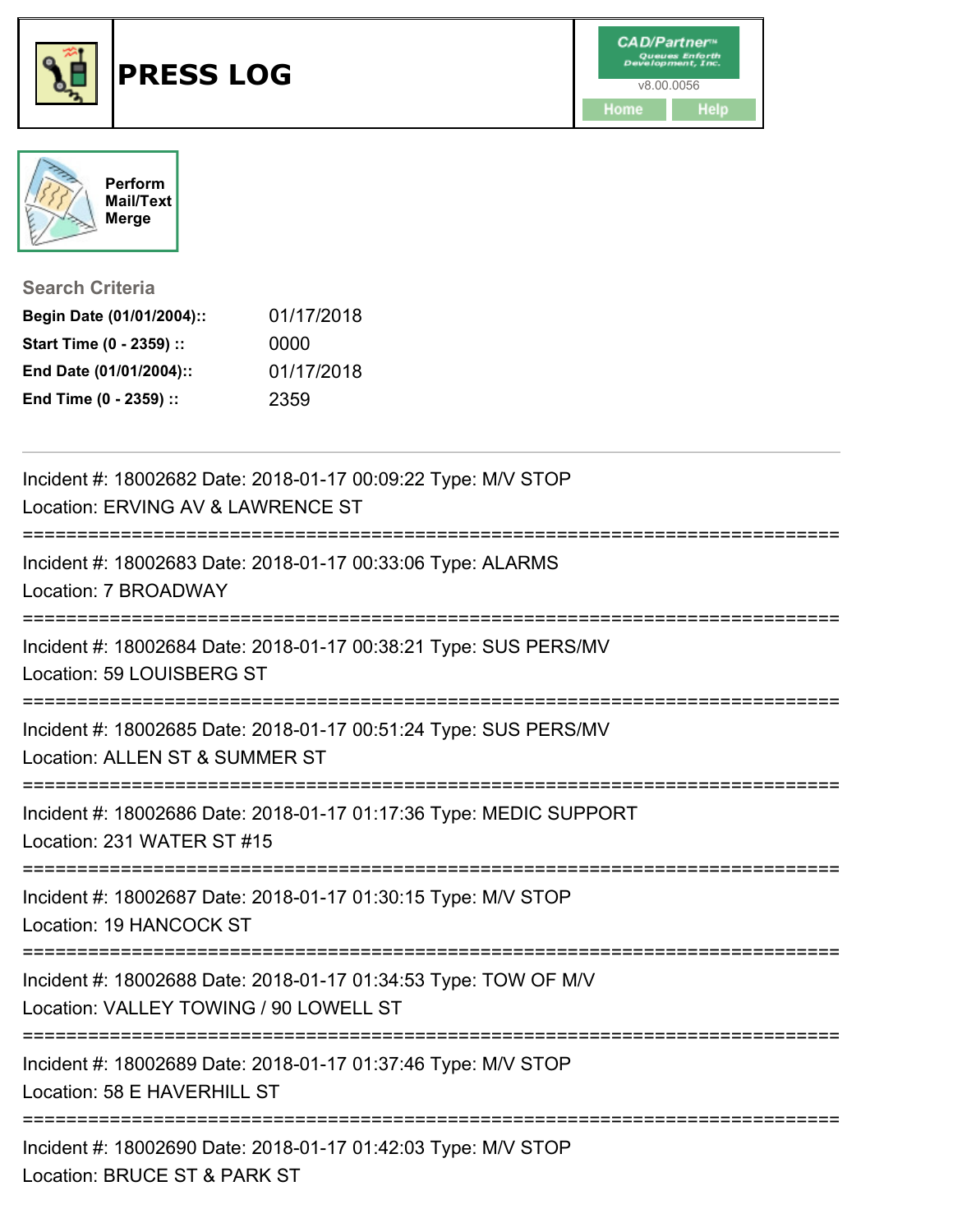# PRESS LOG

CAD/Partner™ Queues Enforth Development, Inc.
v8.00.0056

Home | Help

Perform Mail/Text Merge

## Search Criteria

**Begin Date (01/01/2004)::** 01/17/2018
**Start Time (0 - 2359) ::** 0000
**End Date (01/01/2004)::** 01/17/2018
**End Time (0 - 2359) ::** 2359

---

Incident #: 18002682 Date: 2018-01-17 00:09:22 Type: M/V STOP
Location: ERVING AV & LAWRENCE ST

===========================================================================

Incident #: 18002683 Date: 2018-01-17 00:33:06 Type: ALARMS
Location: 7 BROADWAY

===========================================================================

Incident #: 18002684 Date: 2018-01-17 00:38:21 Type: SUS PERS/MV
Location: 59 LOUISBERG ST

===========================================================================

Incident #: 18002685 Date: 2018-01-17 00:51:24 Type: SUS PERS/MV
Location: ALLEN ST & SUMMER ST

===========================================================================

Incident #: 18002686 Date: 2018-01-17 01:17:36 Type: MEDIC SUPPORT
Location: 231 WATER ST #15

===========================================================================

Incident #: 18002687 Date: 2018-01-17 01:30:15 Type: M/V STOP
Location: 19 HANCOCK ST

===========================================================================

Incident #: 18002688 Date: 2018-01-17 01:34:53 Type: TOW OF M/V
Location: VALLEY TOWING / 90 LOWELL ST

===========================================================================

Incident #: 18002689 Date: 2018-01-17 01:37:46 Type: M/V STOP
Location: 58 E HAVERHILL ST

===========================================================================

Incident #: 18002690 Date: 2018-01-17 01:42:03 Type: M/V STOP
Location: BRUCE ST & PARK ST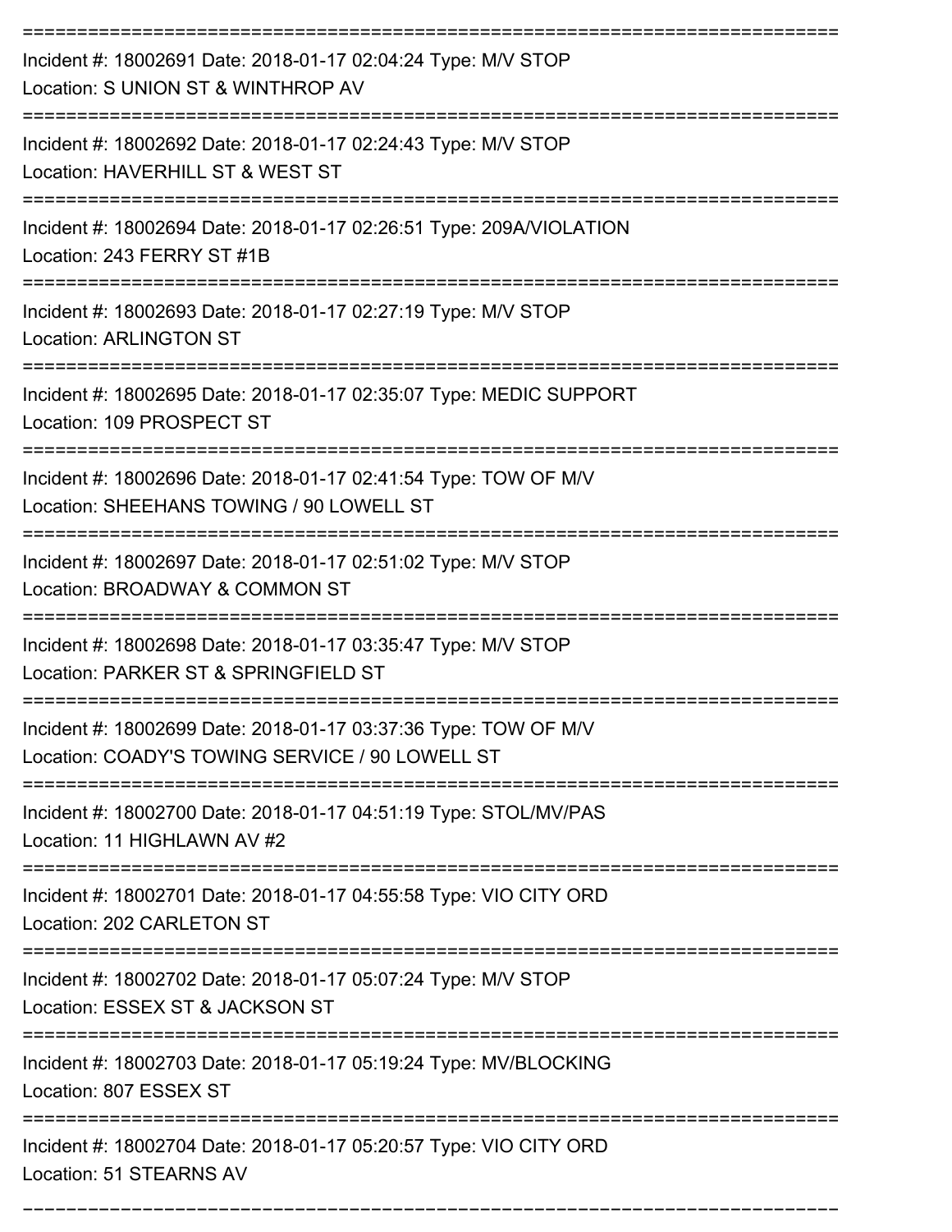Incident #: 18002691 Date: 2018-01-17 02:04:24 Type: M/V STOP
Location: S UNION ST & WINTHROP AV

---

Incident #: 18002692 Date: 2018-01-17 02:24:43 Type: M/V STOP
Location: HAVERHILL ST & WEST ST

---

Incident #: 18002694 Date: 2018-01-17 02:26:51 Type: 209A/VIOLATION
Location: 243 FERRY ST #1B

---

Incident #: 18002693 Date: 2018-01-17 02:27:19 Type: M/V STOP
Location: ARLINGTON ST

---

Incident #: 18002695 Date: 2018-01-17 02:35:07 Type: MEDIC SUPPORT
Location: 109 PROSPECT ST

---

Incident #: 18002696 Date: 2018-01-17 02:41:54 Type: TOW OF M/V
Location: SHEEHANS TOWING / 90 LOWELL ST

---

Incident #: 18002697 Date: 2018-01-17 02:51:02 Type: M/V STOP
Location: BROADWAY & COMMON ST

---

Incident #: 18002698 Date: 2018-01-17 03:35:47 Type: M/V STOP
Location: PARKER ST & SPRINGFIELD ST

---

Incident #: 18002699 Date: 2018-01-17 03:37:36 Type: TOW OF M/V
Location: COADY'S TOWING SERVICE / 90 LOWELL ST

---

Incident #: 18002700 Date: 2018-01-17 04:51:19 Type: STOL/MV/PAS
Location: 11 HIGHLAWN AV #2

---

Incident #: 18002701 Date: 2018-01-17 04:55:58 Type: VIO CITY ORD
Location: 202 CARLETON ST

---

Incident #: 18002702 Date: 2018-01-17 05:07:24 Type: M/V STOP
Location: ESSEX ST & JACKSON ST

---

Incident #: 18002703 Date: 2018-01-17 05:19:24 Type: MV/BLOCKING
Location: 807 ESSEX ST

---

Incident #: 18002704 Date: 2018-01-17 05:20:57 Type: VIO CITY ORD
Location: 51 STEARNS AV

---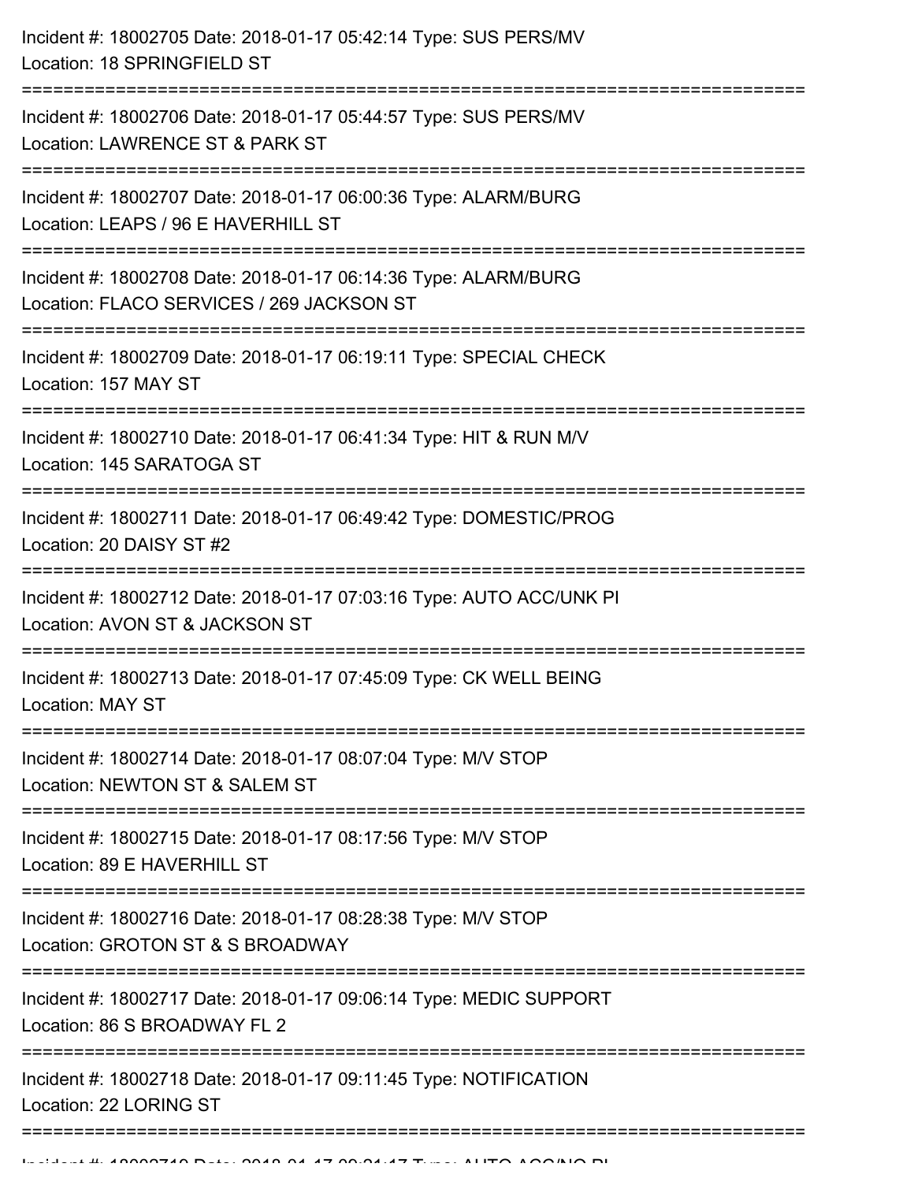Incident #: 18002705 Date: 2018-01-17 05:42:14 Type: SUS PERS/MV
Location: 18 SPRINGFIELD ST

===========================================================================

Incident #: 18002706 Date: 2018-01-17 05:44:57 Type: SUS PERS/MV
Location: LAWRENCE ST & PARK ST

===========================================================================

Incident #: 18002707 Date: 2018-01-17 06:00:36 Type: ALARM/BURG
Location: LEAPS / 96 E HAVERHILL ST

===========================================================================

Incident #: 18002708 Date: 2018-01-17 06:14:36 Type: ALARM/BURG
Location: FLACO SERVICES / 269 JACKSON ST

===========================================================================

Incident #: 18002709 Date: 2018-01-17 06:19:11 Type: SPECIAL CHECK
Location: 157 MAY ST

===========================================================================

Incident #: 18002710 Date: 2018-01-17 06:41:34 Type: HIT & RUN M/V
Location: 145 SARATOGA ST

===========================================================================

Incident #: 18002711 Date: 2018-01-17 06:49:42 Type: DOMESTIC/PROG
Location: 20 DAISY ST #2

===========================================================================

Incident #: 18002712 Date: 2018-01-17 07:03:16 Type: AUTO ACC/UNK PI
Location: AVON ST & JACKSON ST

===========================================================================

Incident #: 18002713 Date: 2018-01-17 07:45:09 Type: CK WELL BEING
Location: MAY ST

===========================================================================

Incident #: 18002714 Date: 2018-01-17 08:07:04 Type: M/V STOP
Location: NEWTON ST & SALEM ST

===========================================================================

Incident #: 18002715 Date: 2018-01-17 08:17:56 Type: M/V STOP
Location: 89 E HAVERHILL ST

===========================================================================

Incident #: 18002716 Date: 2018-01-17 08:28:38 Type: M/V STOP
Location: GROTON ST & S BROADWAY

===========================================================================

Incident #: 18002717 Date: 2018-01-17 09:06:14 Type: MEDIC SUPPORT
Location: 86 S BROADWAY FL 2

===========================================================================

Incident #: 18002718 Date: 2018-01-17 09:11:45 Type: NOTIFICATION
Location: 22 LORING ST

===========================================================================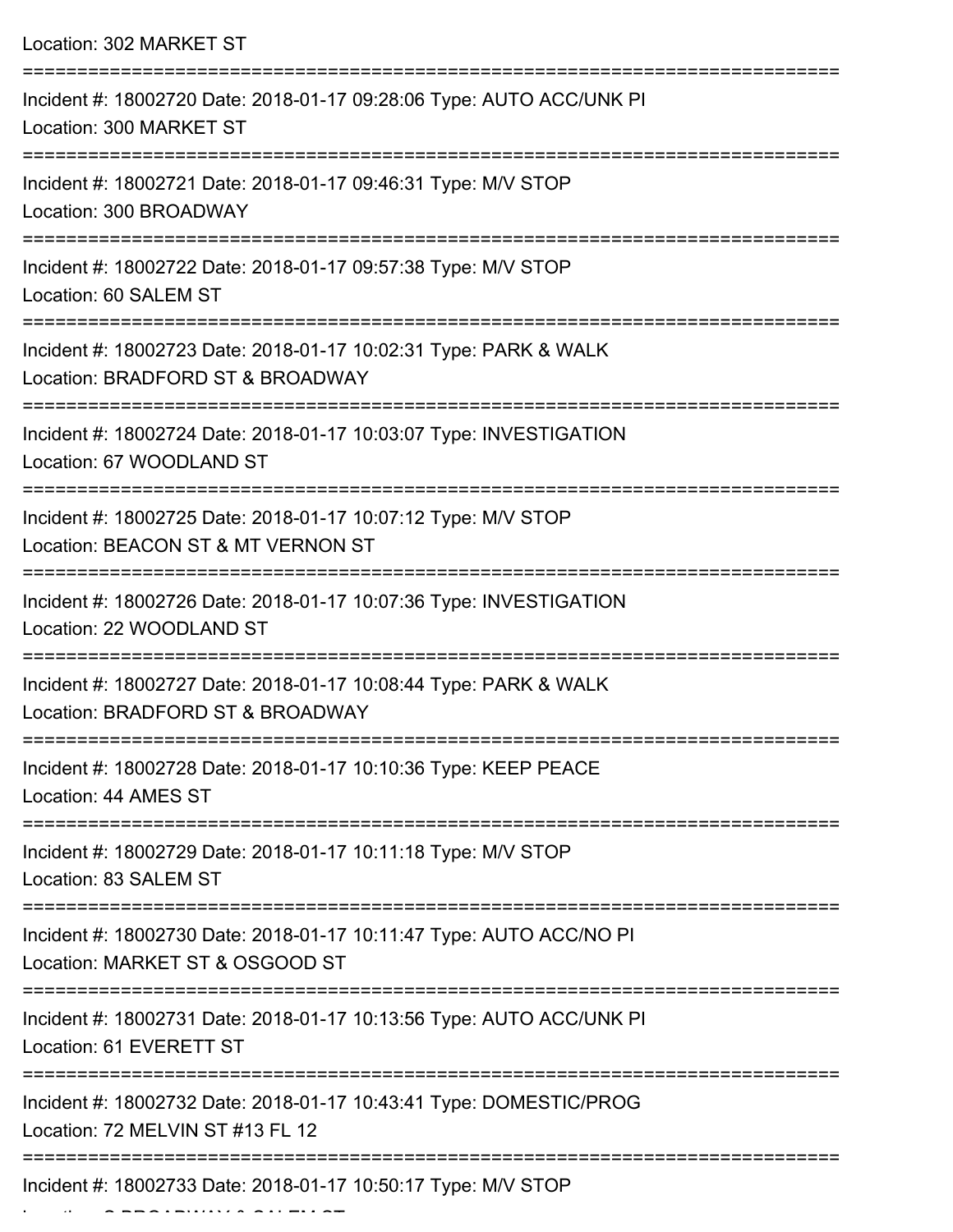Location: 302 MARKET ST

===========================================================================

Incident #: 18002720 Date: 2018-01-17 09:28:06 Type: AUTO ACC/UNK PI

Location: 300 MARKET ST

===========================================================================

Incident #: 18002721 Date: 2018-01-17 09:46:31 Type: M/V STOP

Location: 300 BROADWAY

===========================================================================

Incident #: 18002722 Date: 2018-01-17 09:57:38 Type: M/V STOP

Location: 60 SALEM ST

===========================================================================

Incident #: 18002723 Date: 2018-01-17 10:02:31 Type: PARK & WALK

Location: BRADFORD ST & BROADWAY

===========================================================================

Incident #: 18002724 Date: 2018-01-17 10:03:07 Type: INVESTIGATION

Location: 67 WOODLAND ST

===========================================================================

Incident #: 18002725 Date: 2018-01-17 10:07:12 Type: M/V STOP

Location: BEACON ST & MT VERNON ST

===========================================================================

Incident #: 18002726 Date: 2018-01-17 10:07:36 Type: INVESTIGATION

Location: 22 WOODLAND ST

===========================================================================

Incident #: 18002727 Date: 2018-01-17 10:08:44 Type: PARK & WALK

Location: BRADFORD ST & BROADWAY

===========================================================================

Incident #: 18002728 Date: 2018-01-17 10:10:36 Type: KEEP PEACE

Location: 44 AMES ST

===========================================================================

Incident #: 18002729 Date: 2018-01-17 10:11:18 Type: M/V STOP

Location: 83 SALEM ST

===========================================================================

Incident #: 18002730 Date: 2018-01-17 10:11:47 Type: AUTO ACC/NO PI

Location: MARKET ST & OSGOOD ST

===========================================================================

Incident #: 18002731 Date: 2018-01-17 10:13:56 Type: AUTO ACC/UNK PI

Location: 61 EVERETT ST

===========================================================================

Incident #: 18002732 Date: 2018-01-17 10:43:41 Type: DOMESTIC/PROG

Location: 72 MELVIN ST #13 FL 12

===========================================================================

Incident #: 18002733 Date: 2018-01-17 10:50:17 Type: M/V STOP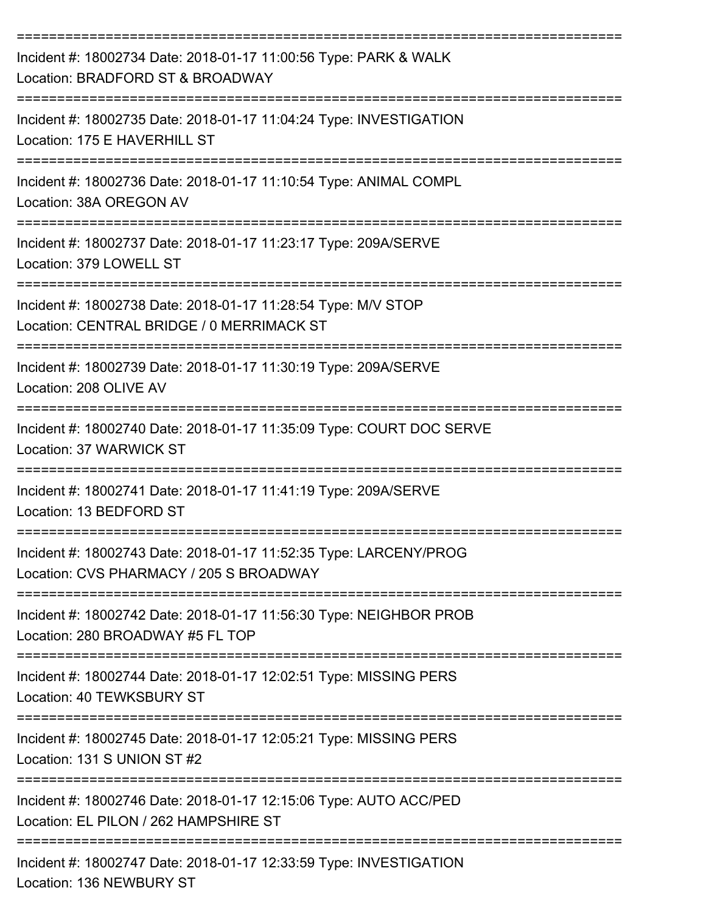===========================================================================

Incident #: 18002734 Date: 2018-01-17 11:00:56 Type: PARK & WALK
Location: BRADFORD ST & BROADWAY

===========================================================================

Incident #: 18002735 Date: 2018-01-17 11:04:24 Type: INVESTIGATION
Location: 175 E HAVERHILL ST

===========================================================================

Incident #: 18002736 Date: 2018-01-17 11:10:54 Type: ANIMAL COMPL
Location: 38A OREGON AV

===========================================================================

Incident #: 18002737 Date: 2018-01-17 11:23:17 Type: 209A/SERVE
Location: 379 LOWELL ST

===========================================================================

Incident #: 18002738 Date: 2018-01-17 11:28:54 Type: M/V STOP
Location: CENTRAL BRIDGE / 0 MERRIMACK ST

===========================================================================

Incident #: 18002739 Date: 2018-01-17 11:30:19 Type: 209A/SERVE
Location: 208 OLIVE AV

===========================================================================

Incident #: 18002740 Date: 2018-01-17 11:35:09 Type: COURT DOC SERVE
Location: 37 WARWICK ST

===========================================================================

Incident #: 18002741 Date: 2018-01-17 11:41:19 Type: 209A/SERVE
Location: 13 BEDFORD ST

===========================================================================

Incident #: 18002743 Date: 2018-01-17 11:52:35 Type: LARCENY/PROG
Location: CVS PHARMACY / 205 S BROADWAY

===========================================================================

Incident #: 18002742 Date: 2018-01-17 11:56:30 Type: NEIGHBOR PROB
Location: 280 BROADWAY #5 FL TOP

===========================================================================

Incident #: 18002744 Date: 2018-01-17 12:02:51 Type: MISSING PERS
Location: 40 TEWKSBURY ST

===========================================================================

Incident #: 18002745 Date: 2018-01-17 12:05:21 Type: MISSING PERS
Location: 131 S UNION ST #2

===========================================================================

Incident #: 18002746 Date: 2018-01-17 12:15:06 Type: AUTO ACC/PED
Location: EL PILON / 262 HAMPSHIRE ST

===========================================================================

Incident #: 18002747 Date: 2018-01-17 12:33:59 Type: INVESTIGATION
Location: 136 NEWBURY ST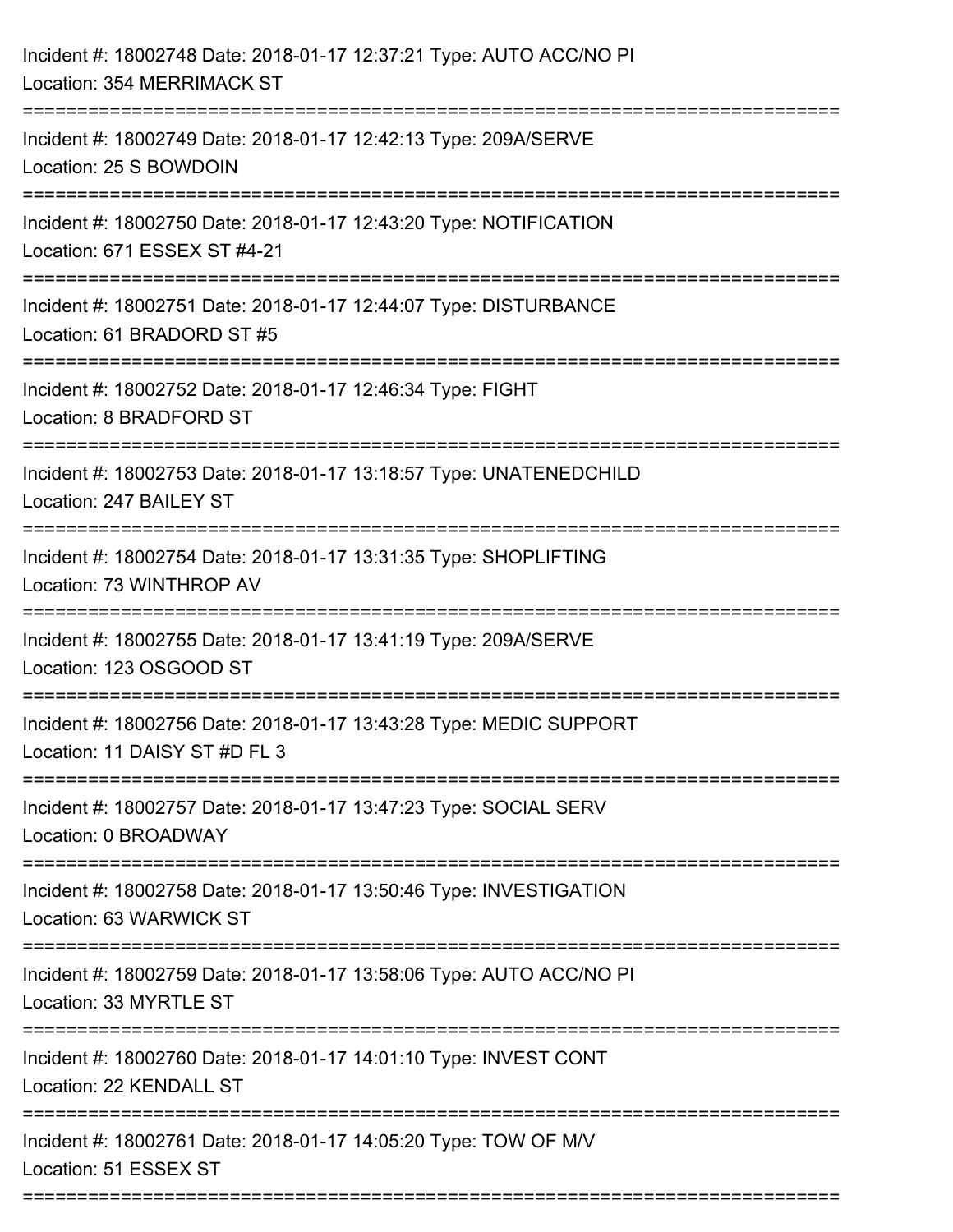Incident #: 18002748 Date: 2018-01-17 12:37:21 Type: AUTO ACC/NO PI
Location: 354 MERRIMACK ST

===========================================================================

Incident #: 18002749 Date: 2018-01-17 12:42:13 Type: 209A/SERVE
Location: 25 S BOWDOIN

===========================================================================

Incident #: 18002750 Date: 2018-01-17 12:43:20 Type: NOTIFICATION
Location: 671 ESSEX ST #4-21

===========================================================================

Incident #: 18002751 Date: 2018-01-17 12:44:07 Type: DISTURBANCE
Location: 61 BRADORD ST #5

===========================================================================

Incident #: 18002752 Date: 2018-01-17 12:46:34 Type: FIGHT
Location: 8 BRADFORD ST

===========================================================================

Incident #: 18002753 Date: 2018-01-17 13:18:57 Type: UNATENEDCHILD
Location: 247 BAILEY ST

===========================================================================

Incident #: 18002754 Date: 2018-01-17 13:31:35 Type: SHOPLIFTING
Location: 73 WINTHROP AV

===========================================================================

Incident #: 18002755 Date: 2018-01-17 13:41:19 Type: 209A/SERVE
Location: 123 OSGOOD ST

===========================================================================

Incident #: 18002756 Date: 2018-01-17 13:43:28 Type: MEDIC SUPPORT
Location: 11 DAISY ST #D FL 3

===========================================================================

Incident #: 18002757 Date: 2018-01-17 13:47:23 Type: SOCIAL SERV
Location: 0 BROADWAY

===========================================================================

Incident #: 18002758 Date: 2018-01-17 13:50:46 Type: INVESTIGATION
Location: 63 WARWICK ST

===========================================================================

Incident #: 18002759 Date: 2018-01-17 13:58:06 Type: AUTO ACC/NO PI
Location: 33 MYRTLE ST

===========================================================================

Incident #: 18002760 Date: 2018-01-17 14:01:10 Type: INVEST CONT
Location: 22 KENDALL ST

===========================================================================

Incident #: 18002761 Date: 2018-01-17 14:05:20 Type: TOW OF M/V
Location: 51 ESSEX ST

===========================================================================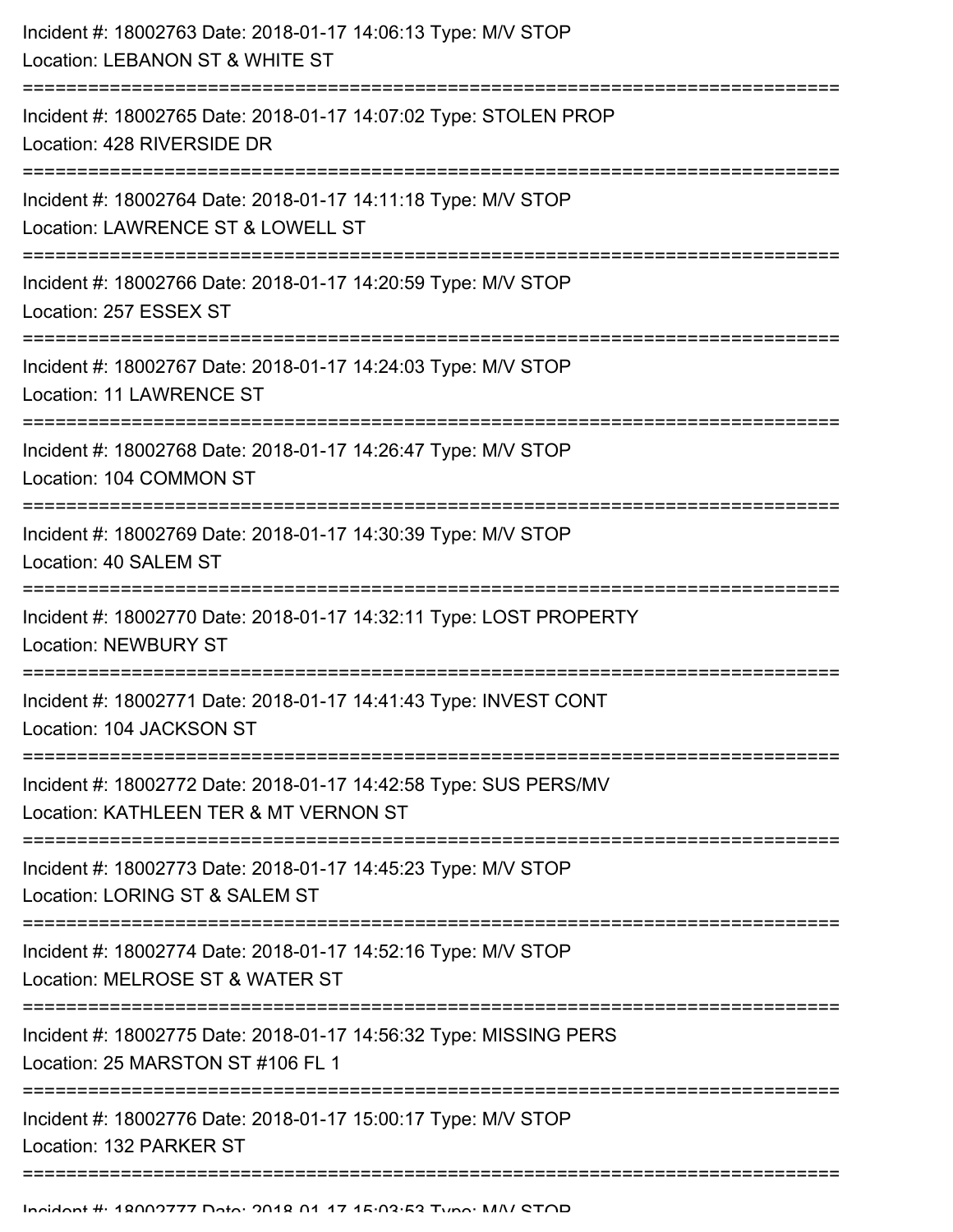Incident #: 18002763 Date: 2018-01-17 14:06:13 Type: M/V STOP
Location: LEBANON ST & WHITE ST

===========================================================================

Incident #: 18002765 Date: 2018-01-17 14:07:02 Type: STOLEN PROP
Location: 428 RIVERSIDE DR

===========================================================================

Incident #: 18002764 Date: 2018-01-17 14:11:18 Type: M/V STOP
Location: LAWRENCE ST & LOWELL ST

===========================================================================

Incident #: 18002766 Date: 2018-01-17 14:20:59 Type: M/V STOP
Location: 257 ESSEX ST

===========================================================================

Incident #: 18002767 Date: 2018-01-17 14:24:03 Type: M/V STOP
Location: 11 LAWRENCE ST

===========================================================================

Incident #: 18002768 Date: 2018-01-17 14:26:47 Type: M/V STOP
Location: 104 COMMON ST

===========================================================================

Incident #: 18002769 Date: 2018-01-17 14:30:39 Type: M/V STOP
Location: 40 SALEM ST

===========================================================================

Incident #: 18002770 Date: 2018-01-17 14:32:11 Type: LOST PROPERTY
Location: NEWBURY ST

===========================================================================

Incident #: 18002771 Date: 2018-01-17 14:41:43 Type: INVEST CONT
Location: 104 JACKSON ST

===========================================================================

Incident #: 18002772 Date: 2018-01-17 14:42:58 Type: SUS PERS/MV
Location: KATHLEEN TER & MT VERNON ST

===========================================================================

Incident #: 18002773 Date: 2018-01-17 14:45:23 Type: M/V STOP
Location: LORING ST & SALEM ST

===========================================================================

Incident #: 18002774 Date: 2018-01-17 14:52:16 Type: M/V STOP
Location: MELROSE ST & WATER ST

===========================================================================

Incident #: 18002775 Date: 2018-01-17 14:56:32 Type: MISSING PERS
Location: 25 MARSTON ST #106 FL 1

===========================================================================

Incident #: 18002776 Date: 2018-01-17 15:00:17 Type: M/V STOP
Location: 132 PARKER ST

===========================================================================

Incident #: 18002777 Date: 2018-01-17 15:03:53 Type: M/V STOP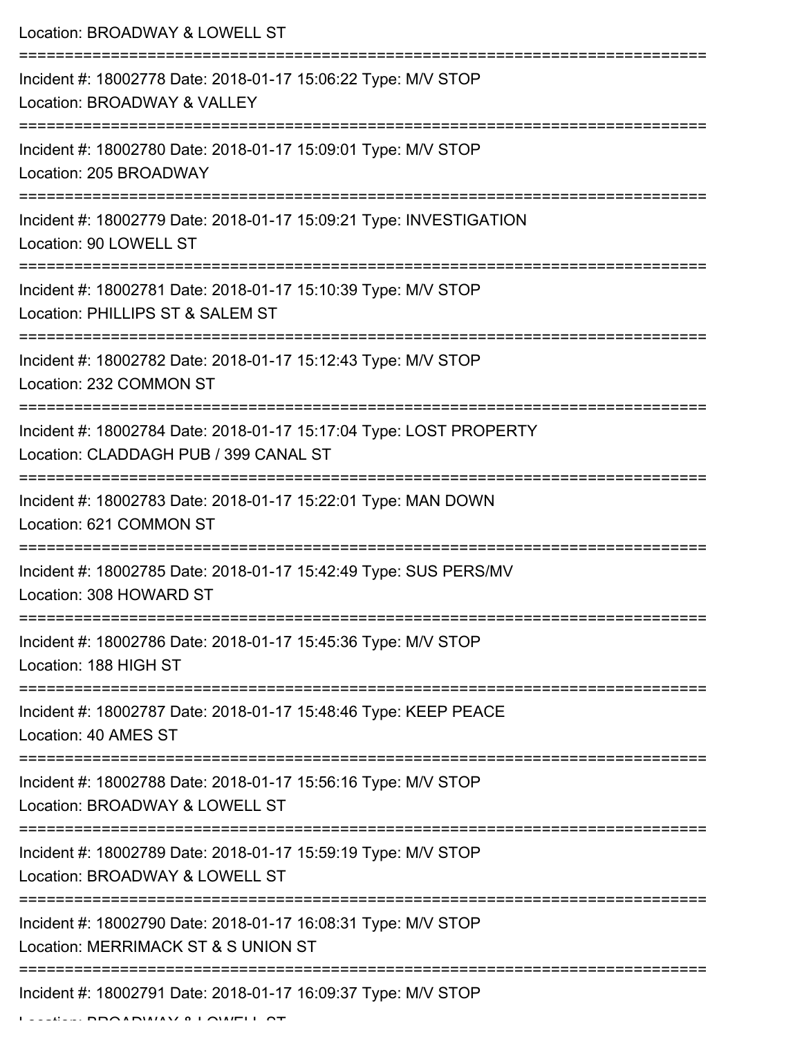Location: BROADWAY & LOWELL ST

===========================================================================

Incident #: 18002778 Date: 2018-01-17 15:06:22 Type: M/V STOP
Location: BROADWAY & VALLEY

===========================================================================

Incident #: 18002780 Date: 2018-01-17 15:09:01 Type: M/V STOP
Location: 205 BROADWAY

===========================================================================

Incident #: 18002779 Date: 2018-01-17 15:09:21 Type: INVESTIGATION
Location: 90 LOWELL ST

===========================================================================

Incident #: 18002781 Date: 2018-01-17 15:10:39 Type: M/V STOP
Location: PHILLIPS ST & SALEM ST

===========================================================================

Incident #: 18002782 Date: 2018-01-17 15:12:43 Type: M/V STOP
Location: 232 COMMON ST

===========================================================================

Incident #: 18002784 Date: 2018-01-17 15:17:04 Type: LOST PROPERTY
Location: CLADDAGH PUB / 399 CANAL ST

===========================================================================

Incident #: 18002783 Date: 2018-01-17 15:22:01 Type: MAN DOWN
Location: 621 COMMON ST

===========================================================================

Incident #: 18002785 Date: 2018-01-17 15:42:49 Type: SUS PERS/MV
Location: 308 HOWARD ST

===========================================================================

Incident #: 18002786 Date: 2018-01-17 15:45:36 Type: M/V STOP
Location: 188 HIGH ST

===========================================================================

Incident #: 18002787 Date: 2018-01-17 15:48:46 Type: KEEP PEACE
Location: 40 AMES ST

===========================================================================

Incident #: 18002788 Date: 2018-01-17 15:56:16 Type: M/V STOP
Location: BROADWAY & LOWELL ST

===========================================================================

Incident #: 18002789 Date: 2018-01-17 15:59:19 Type: M/V STOP
Location: BROADWAY & LOWELL ST

===========================================================================

Incident #: 18002790 Date: 2018-01-17 16:08:31 Type: M/V STOP
Location: MERRIMACK ST & S UNION ST

===========================================================================

Incident #: 18002791 Date: 2018-01-17 16:09:37 Type: M/V STOP
Location: BROADWAY & LOWELL ST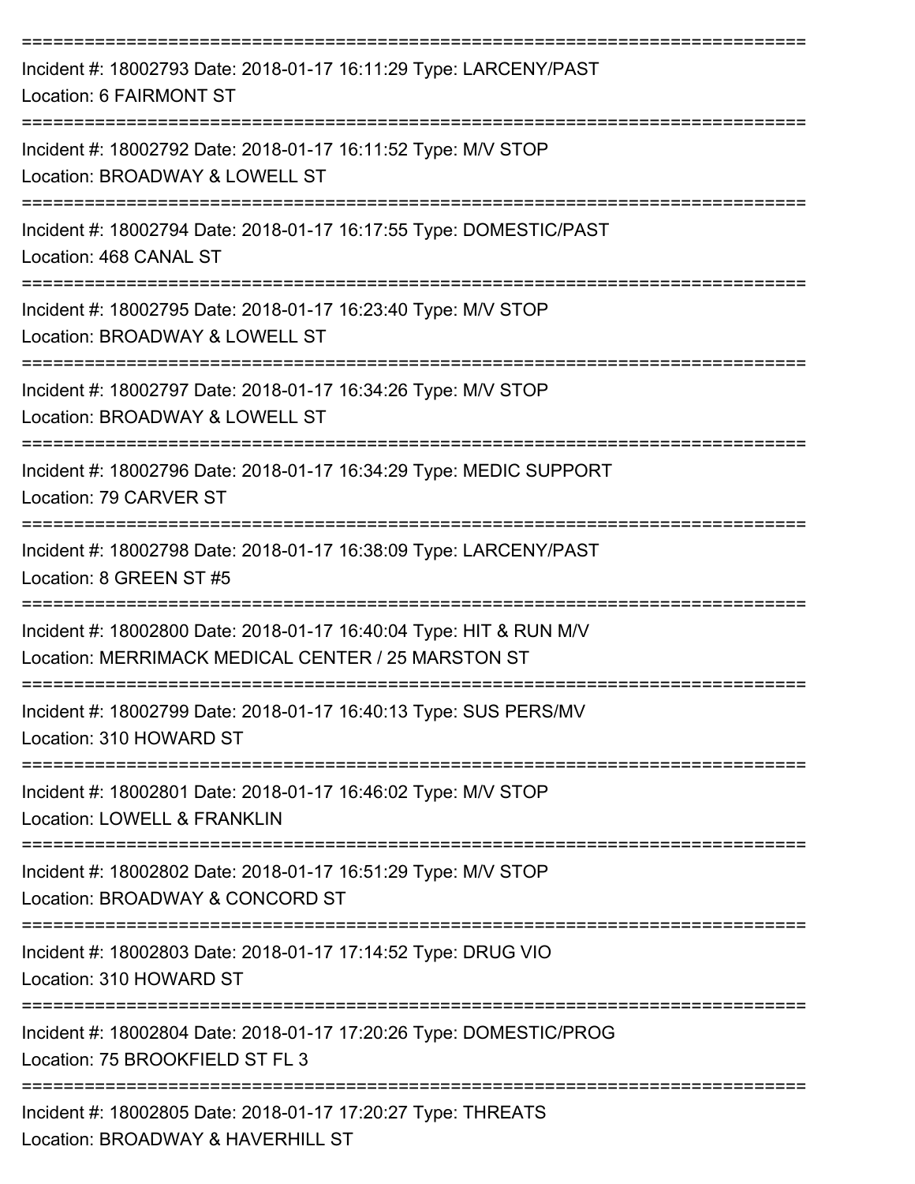===========================================================================

Incident #: 18002793 Date: 2018-01-17 16:11:29 Type: LARCENY/PAST
Location: 6 FAIRMONT ST

===========================================================================

Incident #: 18002792 Date: 2018-01-17 16:11:52 Type: M/V STOP
Location: BROADWAY & LOWELL ST

===========================================================================

Incident #: 18002794 Date: 2018-01-17 16:17:55 Type: DOMESTIC/PAST
Location: 468 CANAL ST

===========================================================================

Incident #: 18002795 Date: 2018-01-17 16:23:40 Type: M/V STOP
Location: BROADWAY & LOWELL ST

===========================================================================

Incident #: 18002797 Date: 2018-01-17 16:34:26 Type: M/V STOP
Location: BROADWAY & LOWELL ST

===========================================================================

Incident #: 18002796 Date: 2018-01-17 16:34:29 Type: MEDIC SUPPORT
Location: 79 CARVER ST

===========================================================================

Incident #: 18002798 Date: 2018-01-17 16:38:09 Type: LARCENY/PAST
Location: 8 GREEN ST #5

===========================================================================

Incident #: 18002800 Date: 2018-01-17 16:40:04 Type: HIT & RUN M/V
Location: MERRIMACK MEDICAL CENTER / 25 MARSTON ST

===========================================================================

Incident #: 18002799 Date: 2018-01-17 16:40:13 Type: SUS PERS/MV
Location: 310 HOWARD ST

===========================================================================

Incident #: 18002801 Date: 2018-01-17 16:46:02 Type: M/V STOP
Location: LOWELL & FRANKLIN

===========================================================================

Incident #: 18002802 Date: 2018-01-17 16:51:29 Type: M/V STOP
Location: BROADWAY & CONCORD ST

===========================================================================

Incident #: 18002803 Date: 2018-01-17 17:14:52 Type: DRUG VIO
Location: 310 HOWARD ST

===========================================================================

Incident #: 18002804 Date: 2018-01-17 17:20:26 Type: DOMESTIC/PROG
Location: 75 BROOKFIELD ST FL 3

===========================================================================

Incident #: 18002805 Date: 2018-01-17 17:20:27 Type: THREATS
Location: BROADWAY & HAVERHILL ST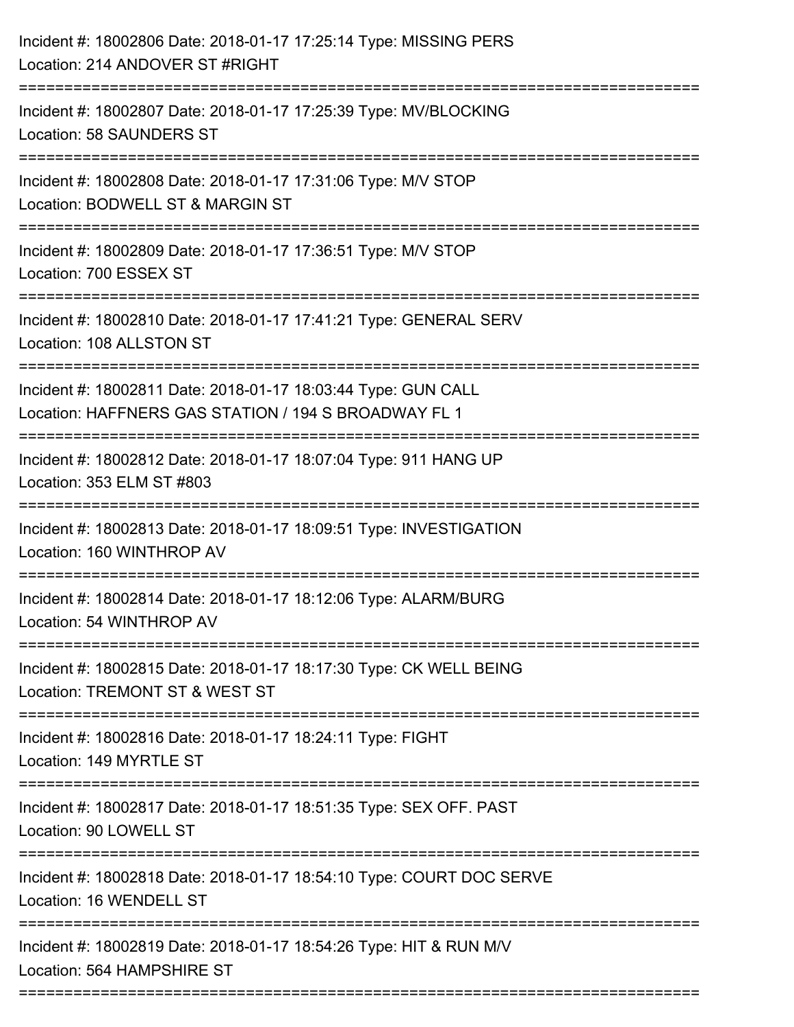Incident #: 18002806 Date: 2018-01-17 17:25:14 Type: MISSING PERS
Location: 214 ANDOVER ST #RIGHT

===========================================================================

Incident #: 18002807 Date: 2018-01-17 17:25:39 Type: MV/BLOCKING
Location: 58 SAUNDERS ST

===========================================================================

Incident #: 18002808 Date: 2018-01-17 17:31:06 Type: M/V STOP
Location: BODWELL ST & MARGIN ST

===========================================================================

Incident #: 18002809 Date: 2018-01-17 17:36:51 Type: M/V STOP
Location: 700 ESSEX ST

===========================================================================

Incident #: 18002810 Date: 2018-01-17 17:41:21 Type: GENERAL SERV
Location: 108 ALLSTON ST

===========================================================================

Incident #: 18002811 Date: 2018-01-17 18:03:44 Type: GUN CALL
Location: HAFFNERS GAS STATION / 194 S BROADWAY FL 1

===========================================================================

Incident #: 18002812 Date: 2018-01-17 18:07:04 Type: 911 HANG UP
Location: 353 ELM ST #803

===========================================================================

Incident #: 18002813 Date: 2018-01-17 18:09:51 Type: INVESTIGATION
Location: 160 WINTHROP AV

===========================================================================

Incident #: 18002814 Date: 2018-01-17 18:12:06 Type: ALARM/BURG
Location: 54 WINTHROP AV

===========================================================================

Incident #: 18002815 Date: 2018-01-17 18:17:30 Type: CK WELL BEING
Location: TREMONT ST & WEST ST

===========================================================================

Incident #: 18002816 Date: 2018-01-17 18:24:11 Type: FIGHT
Location: 149 MYRTLE ST

===========================================================================

Incident #: 18002817 Date: 2018-01-17 18:51:35 Type: SEX OFF. PAST
Location: 90 LOWELL ST

===========================================================================

Incident #: 18002818 Date: 2018-01-17 18:54:10 Type: COURT DOC SERVE
Location: 16 WENDELL ST

===========================================================================

Incident #: 18002819 Date: 2018-01-17 18:54:26 Type: HIT & RUN M/V
Location: 564 HAMPSHIRE ST

===========================================================================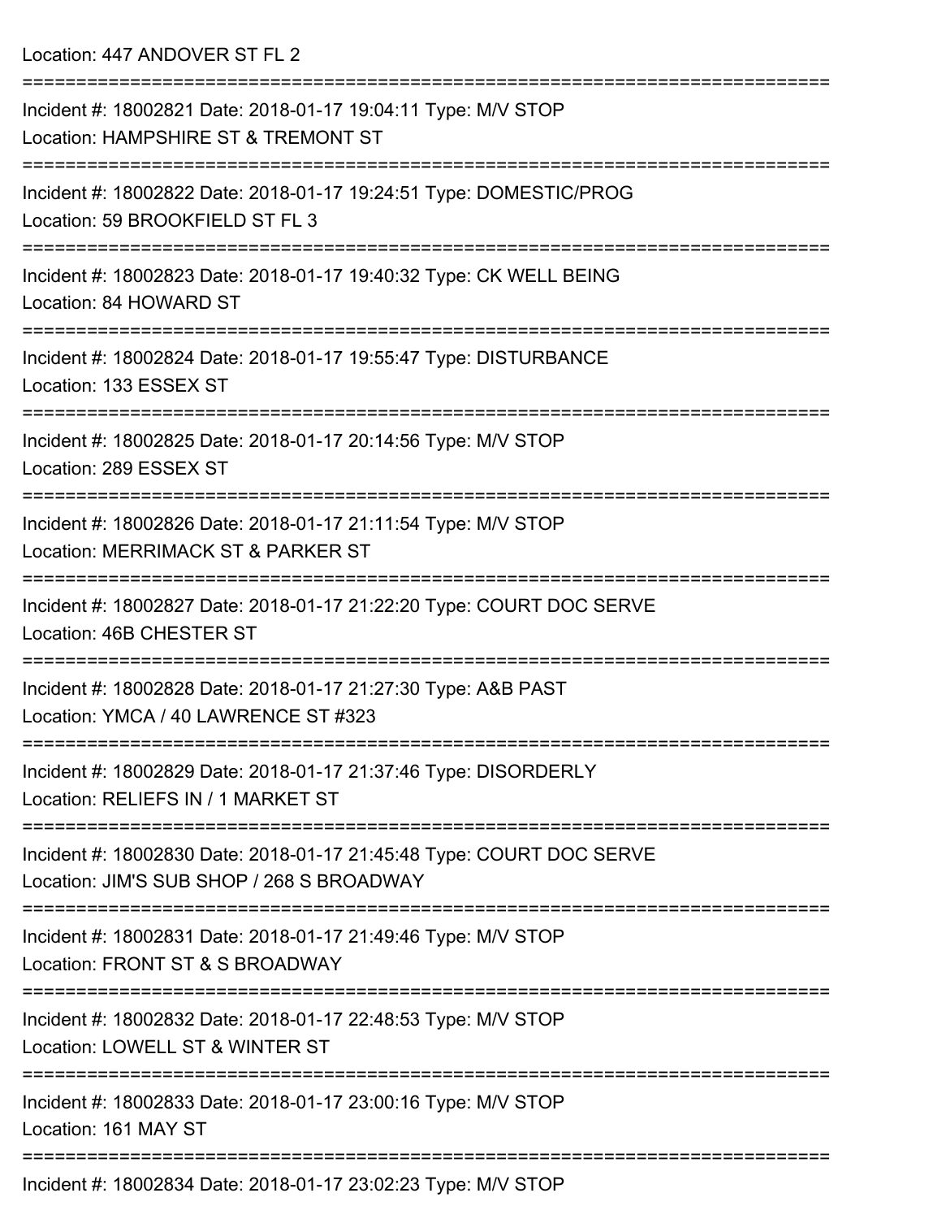Location: 447 ANDOVER ST FL 2

===========================================================================

Incident #: 18002821 Date: 2018-01-17 19:04:11 Type: M/V STOP
Location: HAMPSHIRE ST & TREMONT ST

===========================================================================

Incident #: 18002822 Date: 2018-01-17 19:24:51 Type: DOMESTIC/PROG
Location: 59 BROOKFIELD ST FL 3

===========================================================================

Incident #: 18002823 Date: 2018-01-17 19:40:32 Type: CK WELL BEING
Location: 84 HOWARD ST

===========================================================================

Incident #: 18002824 Date: 2018-01-17 19:55:47 Type: DISTURBANCE
Location: 133 ESSEX ST

===========================================================================

Incident #: 18002825 Date: 2018-01-17 20:14:56 Type: M/V STOP
Location: 289 ESSEX ST

===========================================================================

Incident #: 18002826 Date: 2018-01-17 21:11:54 Type: M/V STOP
Location: MERRIMACK ST & PARKER ST

===========================================================================

Incident #: 18002827 Date: 2018-01-17 21:22:20 Type: COURT DOC SERVE
Location: 46B CHESTER ST

===========================================================================

Incident #: 18002828 Date: 2018-01-17 21:27:30 Type: A&B PAST
Location: YMCA / 40 LAWRENCE ST #323

===========================================================================

Incident #: 18002829 Date: 2018-01-17 21:37:46 Type: DISORDERLY
Location: RELIEFS IN / 1 MARKET ST

===========================================================================

Incident #: 18002830 Date: 2018-01-17 21:45:48 Type: COURT DOC SERVE
Location: JIM'S SUB SHOP / 268 S BROADWAY

===========================================================================

Incident #: 18002831 Date: 2018-01-17 21:49:46 Type: M/V STOP
Location: FRONT ST & S BROADWAY

===========================================================================

Incident #: 18002832 Date: 2018-01-17 22:48:53 Type: M/V STOP
Location: LOWELL ST & WINTER ST

===========================================================================

Incident #: 18002833 Date: 2018-01-17 23:00:16 Type: M/V STOP
Location: 161 MAY ST

===========================================================================

Incident #: 18002834 Date: 2018-01-17 23:02:23 Type: M/V STOP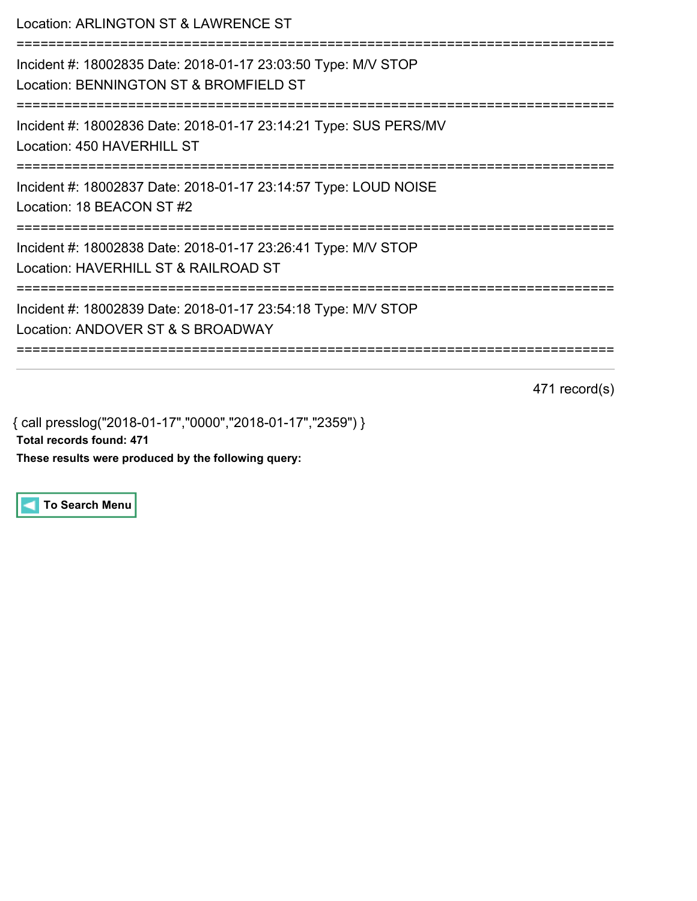Location: ARLINGTON ST & LAWRENCE ST

===========================================================================

Incident #: 18002835 Date: 2018-01-17 23:03:50 Type: M/V STOP

Location: BENNINGTON ST & BROMFIELD ST

===========================================================================

Incident #: 18002836 Date: 2018-01-17 23:14:21 Type: SUS PERS/MV

Location: 450 HAVERHILL ST

===========================================================================

Incident #: 18002837 Date: 2018-01-17 23:14:57 Type: LOUD NOISE

Location: 18 BEACON ST #2

===========================================================================

Incident #: 18002838 Date: 2018-01-17 23:26:41 Type: M/V STOP

Location: HAVERHILL ST & RAILROAD ST

===========================================================================

Incident #: 18002839 Date: 2018-01-17 23:54:18 Type: M/V STOP

Location: ANDOVER ST & S BROADWAY

===========================================================================

471 record(s)

{ call presslog("2018-01-17","0000","2018-01-17","2359") }

**Total records found: 471**

**These results were produced by the following query:**

**To Search Menu**